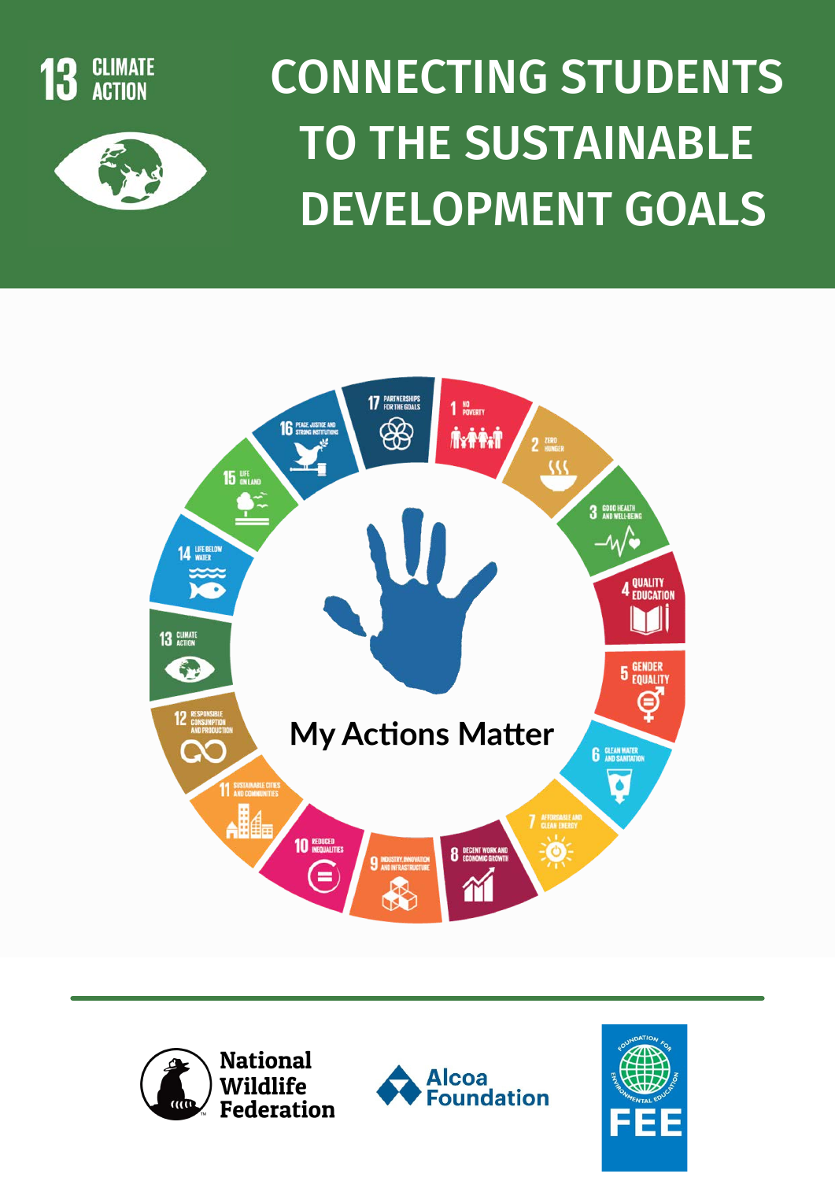13 CLIMATE ACTION

# CONNECTING STUDENTS TO THE SUSTAINABLE DEVELOPMENT GOALS

My Actions Matter

National Wildlife Federation

Alcoa Foundation

FOUNDATION FOR ENVIRONMENTAL EDUCATION

FEE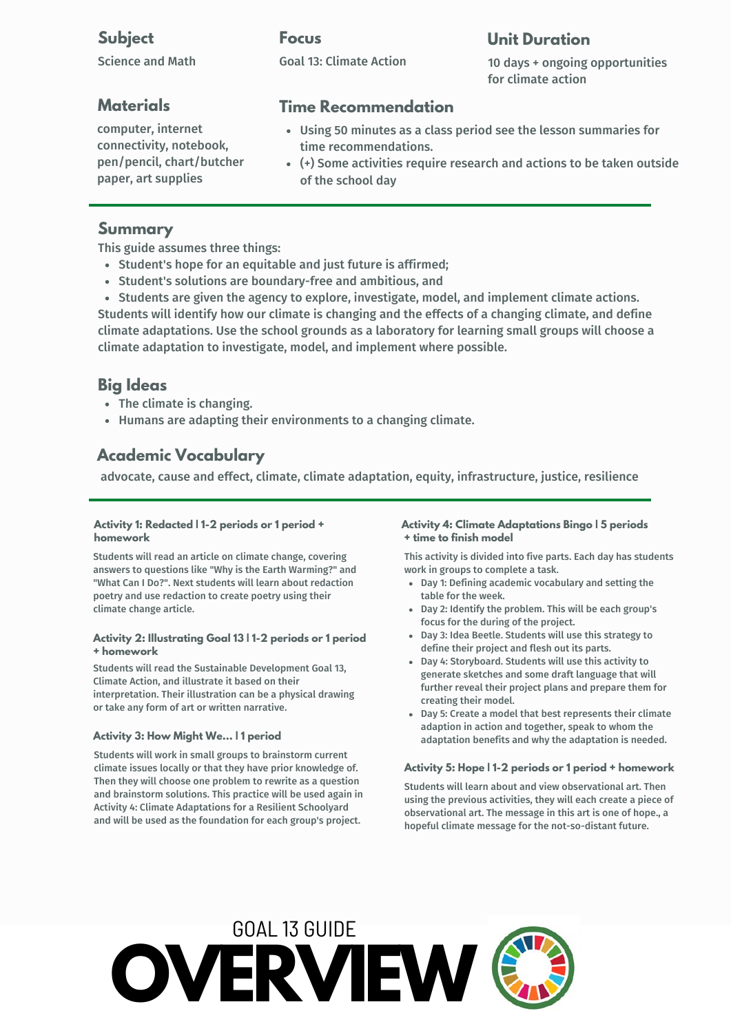## Subject

Science and Math

## Focus

Goal 13: Climate Action

## Unit Duration

10 days + ongoing opportunities for climate action

## Materials

computer, internet connectivity, notebook, pen/pencil, chart/butcher paper, art supplies

## Time Recommendation

- Using 50 minutes as a class period see the lesson summaries for time recommendations.
- (+) Some activities require research and actions to be taken outside of the school day

## Summary

This guide assumes three things:

- Student's hope for an equitable and just future is affirmed;
- Student's solutions are boundary-free and ambitious, and
- Students are given the agency to explore, investigate, model, and implement climate actions.

Students will identify how our climate is changing and the effects of a changing climate, and define climate adaptations. Use the school grounds as a laboratory for learning small groups will choose a climate adaptation to investigate, model, and implement where possible.

## Big Ideas

- The climate is changing.
- Humans are adapting their environments to a changing climate.

## Academic Vocabulary

advocate, cause and effect, climate, climate adaptation, equity, infrastructure, justice, resilience

#### Activity 1: Redacted | 1-2 periods or 1 period + homework

Students will read an article on climate change, covering answers to questions like "Why is the Earth Warming?" and "What Can I Do?". Next students will learn about redaction poetry and use redaction to create poetry using their climate change article.

#### Activity 2: Illustrating Goal 13 | 1-2 periods or 1 period + homework

Students will read the Sustainable Development Goal 13, Climate Action, and illustrate it based on their interpretation. Their illustration can be a physical drawing or take any form of art or written narrative.

#### Activity 3: How Might We... | 1 period

Students will work in small groups to brainstorm current climate issues locally or that they have prior knowledge of. Then they will choose one problem to rewrite as a question and brainstorm solutions. This practice will be used again in Activity 4: Climate Adaptations for a Resilient Schoolyard and will be used as the foundation for each group's project.

#### Activity 4: Climate Adaptations Bingo | 5 periods + time to finish model

This activity is divided into five parts. Each day has students work in groups to complete a task.

- Day 1: Defining academic vocabulary and setting the table for the week.
- Day 2: Identify the problem. This will be each group's focus for the during of the project.
- Day 3: Idea Beetle. Students will use this strategy to define their project and flesh out its parts.
- Day 4: Storyboard. Students will use this activity to generate sketches and some draft language that will further reveal their project plans and prepare them for creating their model.
- Day 5: Create a model that best represents their climate adaption in action and together, speak to whom the adaptation benefits and why the adaptation is needed.

#### Activity 5: Hope | 1-2 periods or 1 period + homework

Students will learn about and view observational art. Then using the previous activities, they will each create a piece of observational art. The message in this art is one of hope., a hopeful climate message for the not-so-distant future.

GOAL 13 GUIDE

# OVERVIEW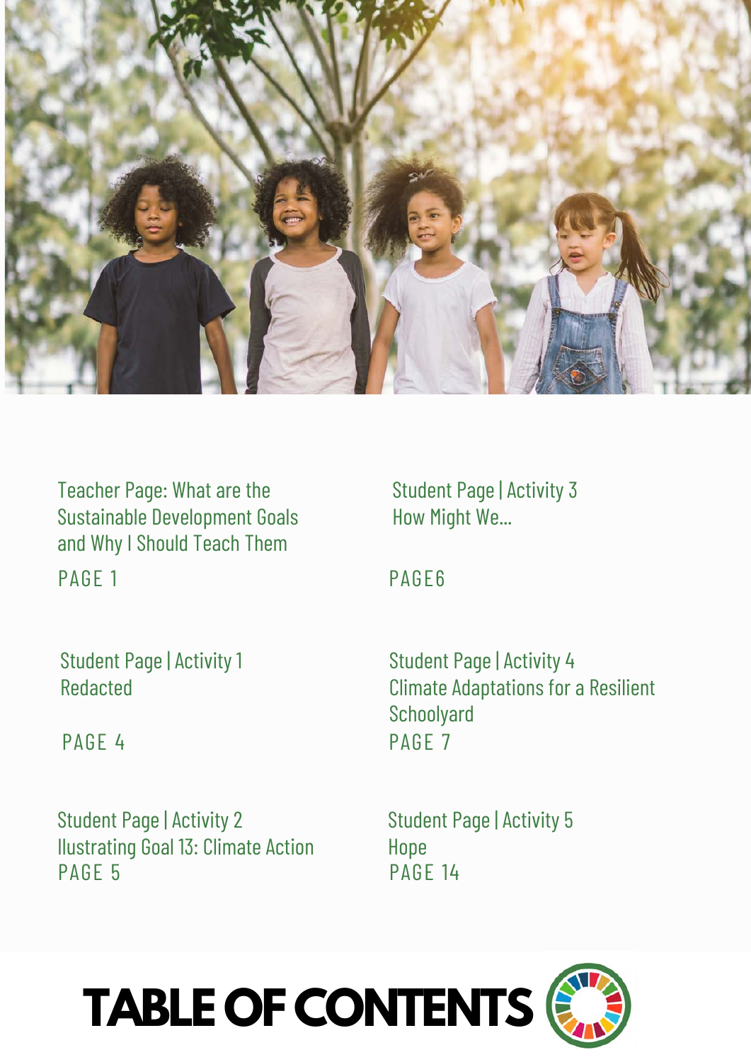# TABLE OF CONTENTS

Teacher Page: What are the Sustainable Development Goals and Why I Should Teach Them
PAGE 1

Student Page | Activity 1
Redacted
PAGE 4

Student Page | Activity 2
Ilustrating Goal 13: Climate Action
PAGE 5

Student Page | Activity 3
How Might We...
PAGE6

Student Page | Activity 4
Climate Adaptations for a Resilient Schoolyard
PAGE 7

Student Page | Activity 5
Hope
PAGE 14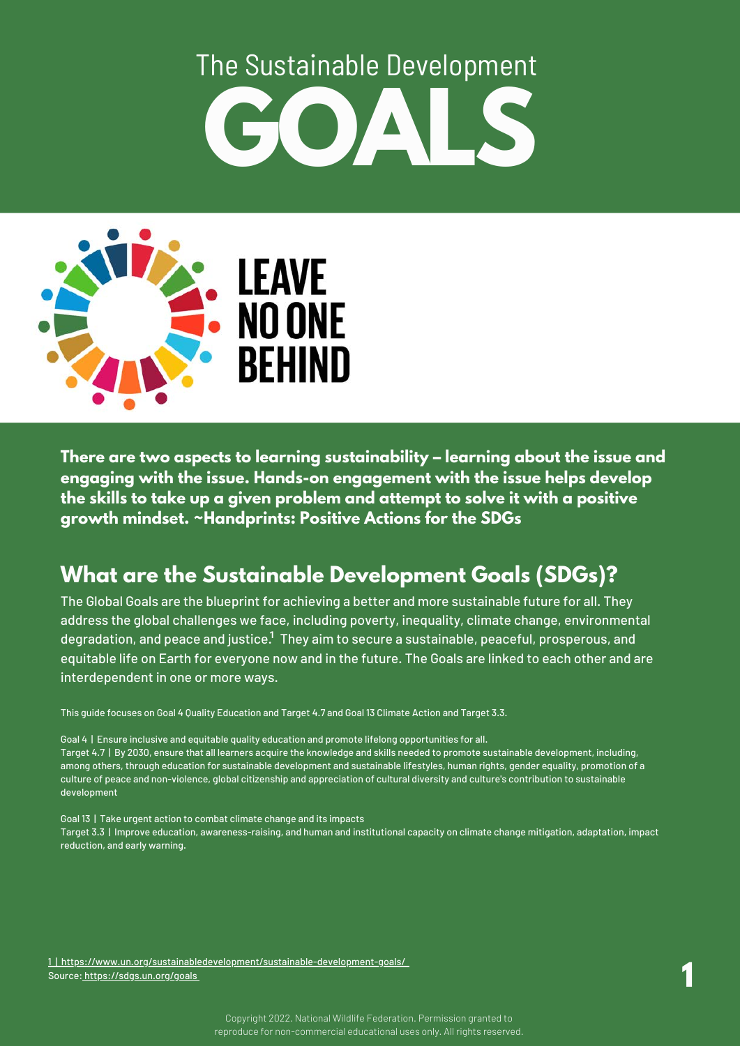# The Sustainable Development GOALS

LEAVE NO ONE BEHIND

**There are two aspects to learning sustainability – learning about the issue and engaging with the issue. Hands-on engagement with the issue helps develop the skills to take up a given problem and attempt to solve it with a positive growth mindset. ~Handprints: Positive Actions for the SDGs**

## What are the Sustainable Development Goals (SDGs)?

The Global Goals are the blueprint for achieving a better and more sustainable future for all. They address the global challenges we face, including poverty, inequality, climate change, environmental degradation, and peace and justice.[1] They aim to secure a sustainable, peaceful, prosperous, and equitable life on Earth for everyone now and in the future. The Goals are linked to each other and are interdependent in one or more ways.

This guide focuses on Goal 4 Quality Education and Target 4.7 and Goal 13 Climate Action and Target 3.3.

Goal 4 | Ensure inclusive and equitable quality education and promote lifelong opportunities for all.
Target 4.7 | By 2030, ensure that all learners acquire the knowledge and skills needed to promote sustainable development, including, among others, through education for sustainable development and sustainable lifestyles, human rights, gender equality, promotion of a culture of peace and non-violence, global citizenship and appreciation of cultural diversity and culture's contribution to sustainable development

Goal 13 | Take urgent action to combat climate change and its impacts
Target 3.3 | Improve education, awareness-raising, and human and institutional capacity on climate change mitigation, adaptation, impact reduction, and early warning.

1 | https://www.un.org/sustainabledevelopment/sustainable-development-goals/
Source: https://sdgs.un.org/goals

Copyright 2022. National Wildlife Federation. Permission granted to reproduce for non-commercial educational uses only. All rights reserved.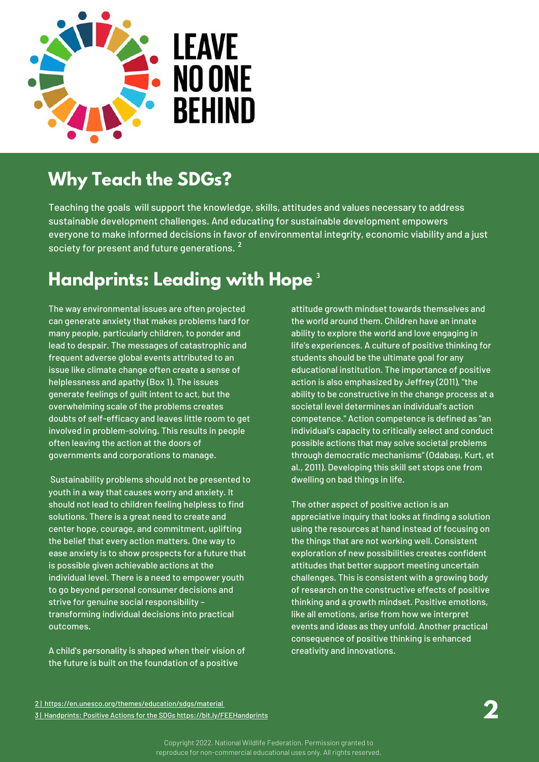LEAVE NO ONE BEHIND

## Why Teach the SDGs?

Teaching the goals will support the knowledge, skills, attitudes and values necessary to address sustainable development challenges. And educating for sustainable development empowers everyone to make informed decisions in favor of environmental integrity, economic viability and a just society for present and future generations. [2]

## Handprints: Leading with Hope [3]

The way environmental issues are often projected can generate anxiety that makes problems hard for many people, particularly children, to ponder and lead to despair. The messages of catastrophic and frequent adverse global events attributed to an issue like climate change often create a sense of helplessness and apathy (Box 1). The issues generate feelings of guilt intent to act, but the overwhelming scale of the problems creates doubts of self-efficacy and leaves little room to get involved in problem-solving. This results in people often leaving the action at the doors of governments and corporations to manage.

Sustainability problems should not be presented to youth in a way that causes worry and anxiety. It should not lead to children feeling helpless to find solutions. There is a great need to create and center hope, courage, and commitment, uplifting the belief that every action matters. One way to ease anxiety is to show prospects for a future that is possible given achievable actions at the individual level. There is a need to empower youth to go beyond personal consumer decisions and strive for genuine social responsibility – transforming individual decisions into practical outcomes.

A child's personality is shaped when their vision of the future is built on the foundation of a positive attitude growth mindset towards themselves and the world around them. Children have an innate ability to explore the world and love engaging in life's experiences. A culture of positive thinking for students should be the ultimate goal for any educational institution. The importance of positive action is also emphasized by Jeffrey (2011), "the ability to be constructive in the change process at a societal level determines an individual's action competence." Action competence is defined as "an individual's capacity to critically select and conduct possible actions that may solve societal problems through democratic mechanisms" (Odabaşı, Kurt, et al., 2011). Developing this skill set stops one from dwelling on bad things in life.

The other aspect of positive action is an appreciative inquiry that looks at finding a solution using the resources at hand instead of focusing on the things that are not working well. Consistent exploration of new possibilities creates confident attitudes that better support meeting uncertain challenges. This is consistent with a growing body of research on the constructive effects of positive thinking and a growth mindset. Positive emotions, like all emotions, arise from how we interpret events and ideas as they unfold. Another practical consequence of positive thinking is enhanced creativity and innovations.

2 | https://en.unesco.org/themes/education/sdgs/material

3 | Handprints: Positive Actions for the SDGs https://bit.ly/FEEHandprints

Copyright 2022. National Wildlife Federation. Permission granted to reproduce for non-commercial educational uses only. All rights reserved.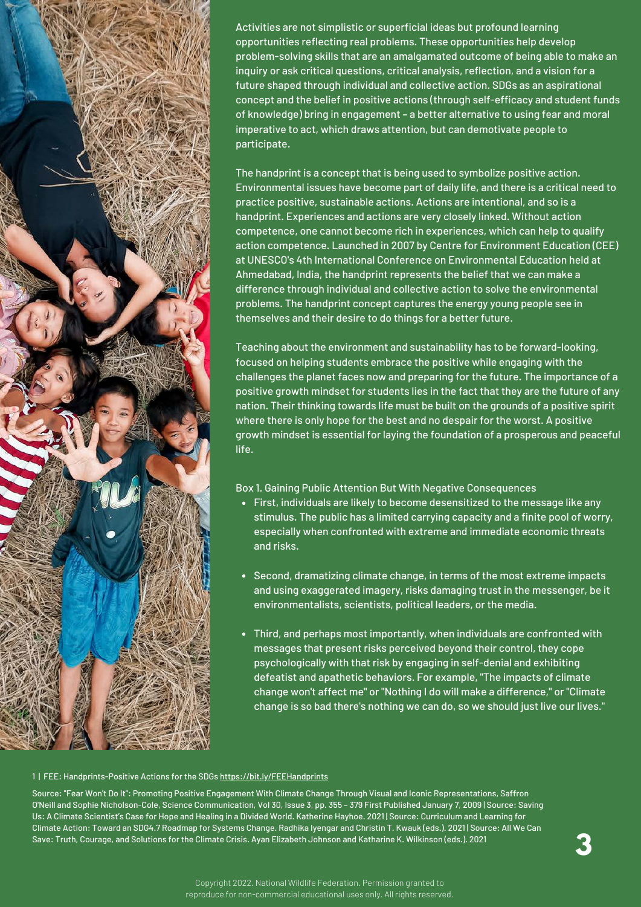Activities are not simplistic or superficial ideas but profound learning opportunities reflecting real problems. These opportunities help develop problem-solving skills that are an amalgamated outcome of being able to make an inquiry or ask critical questions, critical analysis, reflection, and a vision for a future shaped through individual and collective action. SDGs as an aspirational concept and the belief in positive actions (through self-efficacy and student funds of knowledge) bring in engagement – a better alternative to using fear and moral imperative to act, which draws attention, but can demotivate people to participate.

The handprint is a concept that is being used to symbolize positive action. Environmental issues have become part of daily life, and there is a critical need to practice positive, sustainable actions. Actions are intentional, and so is a handprint. Experiences and actions are very closely linked. Without action competence, one cannot become rich in experiences, which can help to qualify action competence. Launched in 2007 by Centre for Environment Education (CEE) at UNESCO's 4th International Conference on Environmental Education held at Ahmedabad, India, the handprint represents the belief that we can make a difference through individual and collective action to solve the environmental problems. The handprint concept captures the energy young people see in themselves and their desire to do things for a better future.

Teaching about the environment and sustainability has to be forward-looking, focused on helping students embrace the positive while engaging with the challenges the planet faces now and preparing for the future. The importance of a positive growth mindset for students lies in the fact that they are the future of any nation. Their thinking towards life must be built on the grounds of a positive spirit where there is only hope for the best and no despair for the worst. A positive growth mindset is essential for laying the foundation of a prosperous and peaceful life.

Box 1. Gaining Public Attention But With Negative Consequences

- First, individuals are likely to become desensitized to the message like any stimulus. The public has a limited carrying capacity and a finite pool of worry, especially when confronted with extreme and immediate economic threats and risks.
- Second, dramatizing climate change, in terms of the most extreme impacts and using exaggerated imagery, risks damaging trust in the messenger, be it environmentalists, scientists, political leaders, or the media.
- Third, and perhaps most importantly, when individuals are confronted with messages that present risks perceived beyond their control, they cope psychologically with that risk by engaging in self-denial and exhibiting defeatist and apathetic behaviors. For example, "The impacts of climate change won't affect me" or "Nothing I do will make a difference," or "Climate change is so bad there's nothing we can do, so we should just live our lives."

1 | FEE: Handprints-Positive Actions for the SDGs https://bit.ly/FEEHandprints

Source: "Fear Won't Do It": Promoting Positive Engagement With Climate Change Through Visual and Iconic Representations, Saffron O'Neill and Sophie Nicholson-Cole, Science Communication, Vol 30, Issue 3, pp. 355 – 379 First Published January 7, 2009 | Source: Saving Us: A Climate Scientist's Case for Hope and Healing in a Divided World. Katherine Hayhoe. 2021 | Source: Curriculum and Learning for Climate Action: Toward an SDG4.7 Roadmap for Systems Change. Radhika Iyengar and Christin T. Kwauk (eds.). 2021 | Source: All We Can Save: Truth, Courage, and Solutions for the Climate Crisis. Ayan Elizabeth Johnson and Katharine K. Wilkinson (eds.). 2021

Copyright 2022. National Wildlife Federation. Permission granted to reproduce for non-commercial educational uses only. All rights reserved.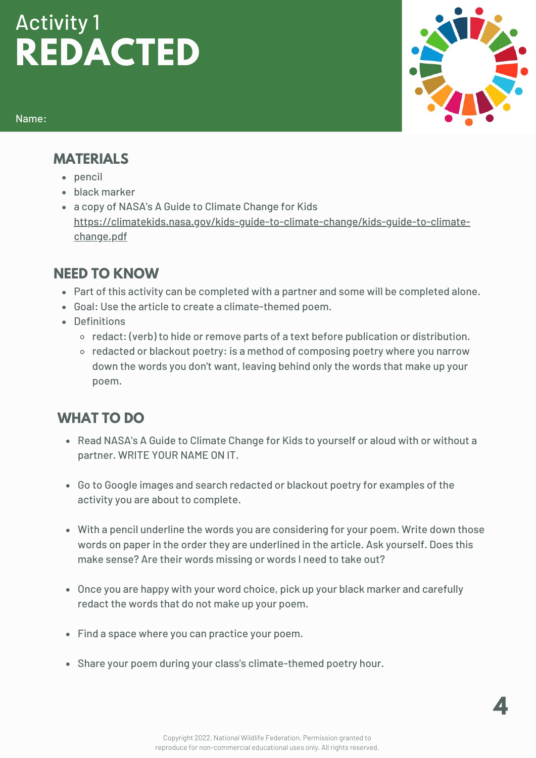# Activity 1
# REDACTED

Name:

## MATERIALS

- pencil
- black marker
- a copy of NASA's A Guide to Climate Change for Kids https://climatekids.nasa.gov/kids-guide-to-climate-change/kids-guide-to-climate-change.pdf

## NEED TO KNOW

- Part of this activity can be completed with a partner and some will be completed alone.
- Goal: Use the article to create a climate-themed poem.
- Definitions
  - redact: (verb) to hide or remove parts of a text before publication or distribution.
  - redacted or blackout poetry: is a method of composing poetry where you narrow down the words you don't want, leaving behind only the words that make up your poem.

## WHAT TO DO

- Read NASA's A Guide to Climate Change for Kids to yourself or aloud with or without a partner. WRITE YOUR NAME ON IT.
- Go to Google images and search redacted or blackout poetry for examples of the activity you are about to complete.
- With a pencil underline the words you are considering for your poem. Write down those words on paper in the order they are underlined in the article. Ask yourself. Does this make sense? Are their words missing or words I need to take out?
- Once you are happy with your word choice, pick up your black marker and carefully redact the words that do not make up your poem.
- Find a space where you can practice your poem.
- Share your poem during your class's climate-themed poetry hour.

Copyright 2022. National Wildlife Federation. Permission granted to reproduce for non-commercial educational uses only. All rights reserved.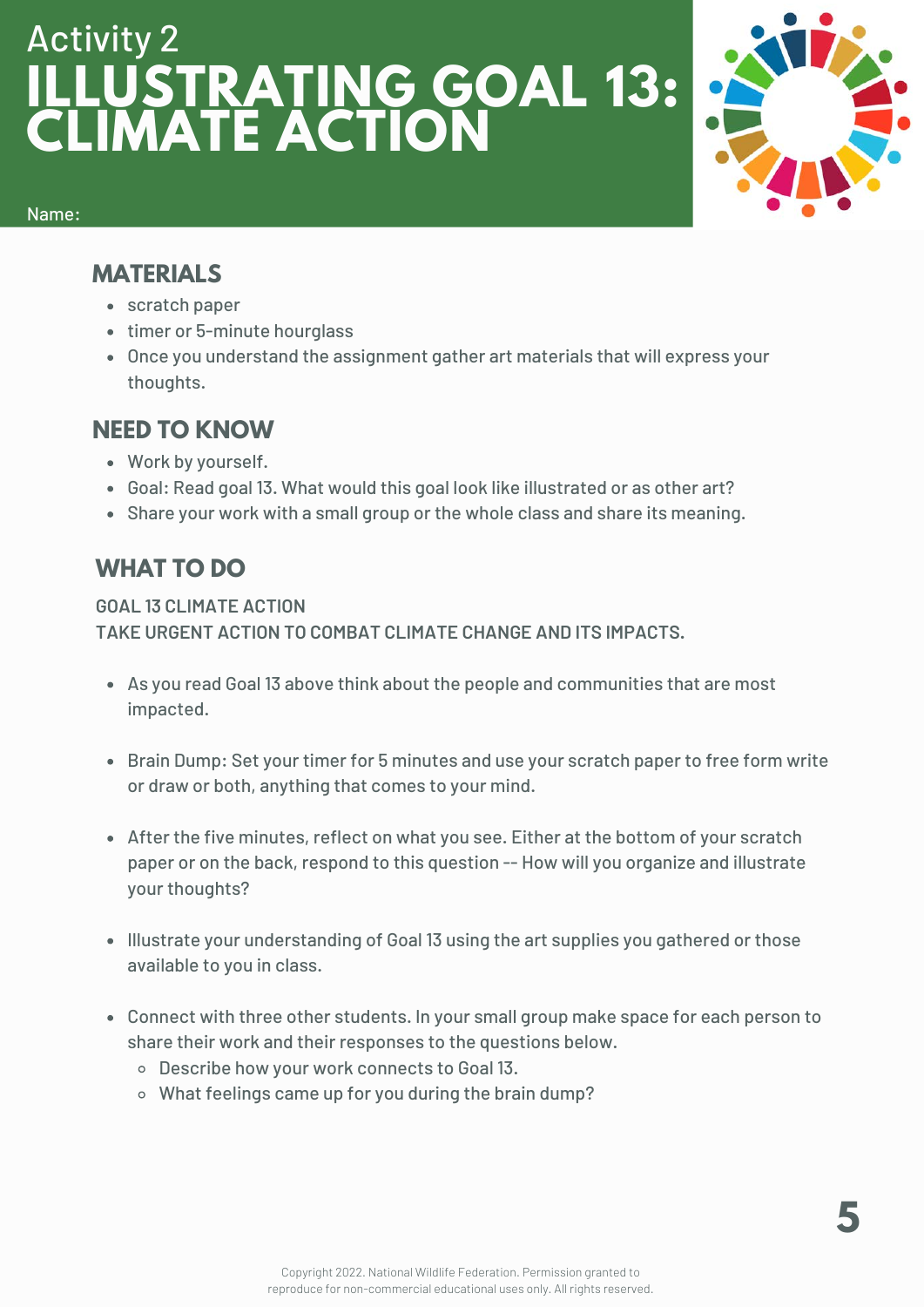Activity 2

# ILLUSTRATING GOAL 13: CLIMATE ACTION

Name:

## MATERIALS

- scratch paper
- timer or 5-minute hourglass
- Once you understand the assignment gather art materials that will express your thoughts.

## NEED TO KNOW

- Work by yourself.
- Goal: Read goal 13. What would this goal look like illustrated or as other art?
- Share your work with a small group or the whole class and share its meaning.

## WHAT TO DO

GOAL 13 CLIMATE ACTION
TAKE URGENT ACTION TO COMBAT CLIMATE CHANGE AND ITS IMPACTS.

- As you read Goal 13 above think about the people and communities that are most impacted.
- Brain Dump: Set your timer for 5 minutes and use your scratch paper to free form write or draw or both, anything that comes to your mind.
- After the five minutes, reflect on what you see. Either at the bottom of your scratch paper or on the back, respond to this question -- How will you organize and illustrate your thoughts?
- Illustrate your understanding of Goal 13 using the art supplies you gathered or those available to you in class.
- Connect with three other students. In your small group make space for each person to share their work and their responses to the questions below.
  - Describe how your work connects to Goal 13.
  - What feelings came up for you during the brain dump?

Copyright 2022. National Wildlife Federation. Permission granted to reproduce for non-commercial educational uses only. All rights reserved.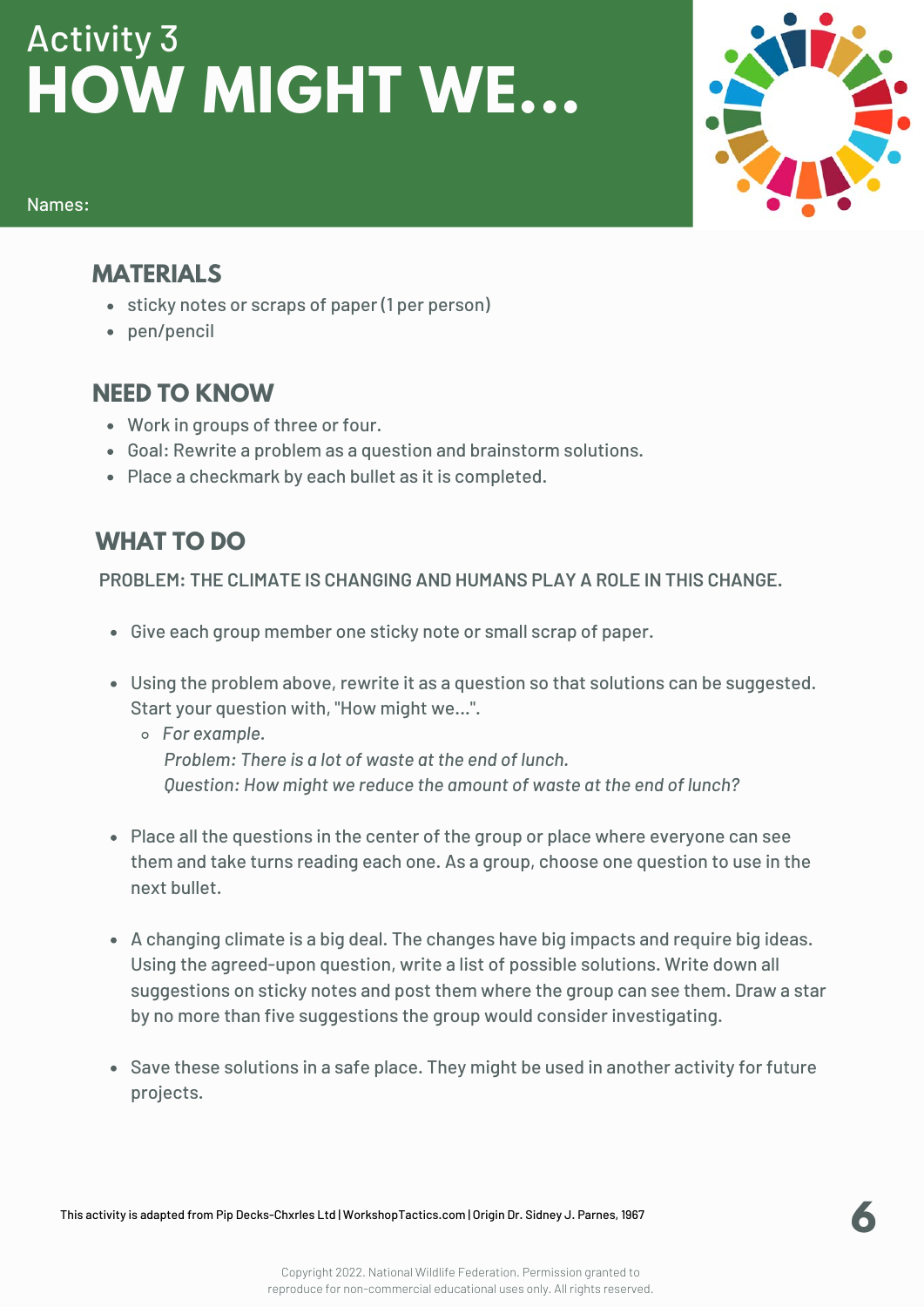Activity 3

# HOW MIGHT WE...

Names:

## MATERIALS

- sticky notes or scraps of paper (1 per person)
- pen/pencil

## NEED TO KNOW

- Work in groups of three or four.
- Goal: Rewrite a problem as a question and brainstorm solutions.
- Place a checkmark by each bullet as it is completed.

## WHAT TO DO

PROBLEM: THE CLIMATE IS CHANGING AND HUMANS PLAY A ROLE IN THIS CHANGE.

- Give each group member one sticky note or small scrap of paper.
- Using the problem above, rewrite it as a question so that solutions can be suggested. Start your question with, "How might we...".
  - *For example.*
    *Problem: There is a lot of waste at the end of lunch.*
    *Question: How might we reduce the amount of waste at the end of lunch?*
- Place all the questions in the center of the group or place where everyone can see them and take turns reading each one. As a group, choose one question to use in the next bullet.
- A changing climate is a big deal. The changes have big impacts and require big ideas. Using the agreed-upon question, write a list of possible solutions. Write down all suggestions on sticky notes and post them where the group can see them. Draw a star by no more than five suggestions the group would consider investigating.
- Save these solutions in a safe place. They might be used in another activity for future projects.

This activity is adapted from Pip Decks-Chxrles Ltd | WorkshopTactics.com | Origin Dr. Sidney J. Parnes, 1967

Copyright 2022. National Wildlife Federation. Permission granted to reproduce for non-commercial educational uses only. All rights reserved.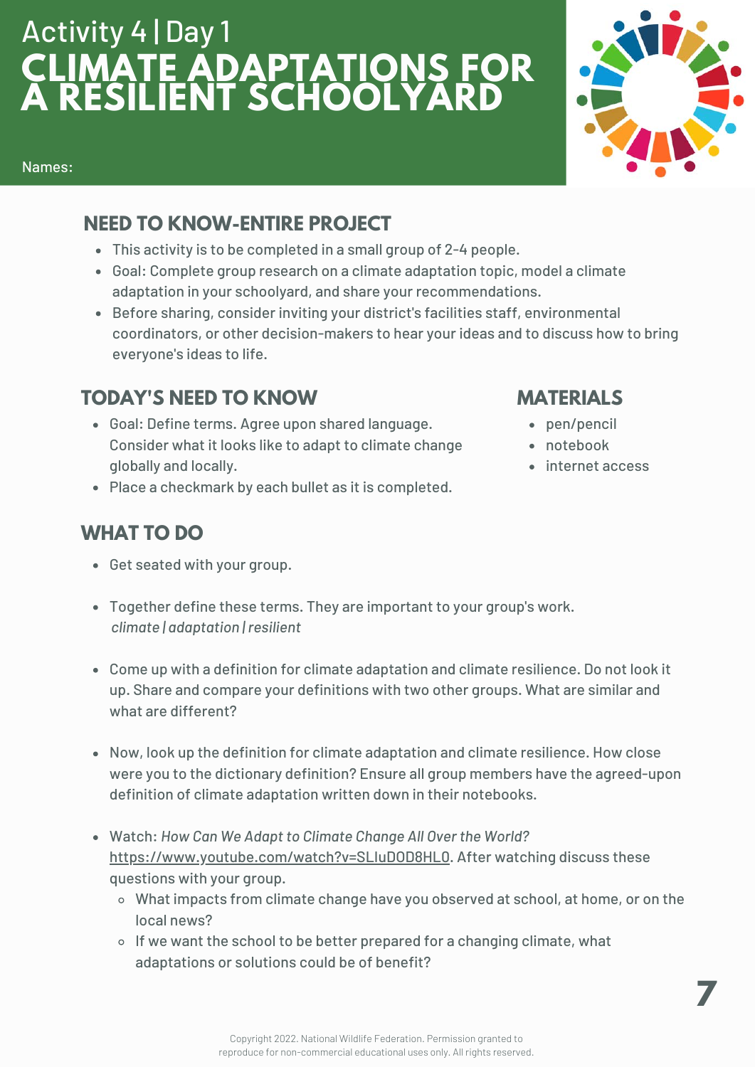Activity 4 | Day 1

# CLIMATE ADAPTATIONS FOR A RESILIENT SCHOOLYARD

Names:

## NEED TO KNOW-ENTIRE PROJECT

- This activity is to be completed in a small group of 2-4 people.
- Goal: Complete group research on a climate adaptation topic, model a climate adaptation in your schoolyard, and share your recommendations.
- Before sharing, consider inviting your district's facilities staff, environmental coordinators, or other decision-makers to hear your ideas and to discuss how to bring everyone's ideas to life.

## TODAY'S NEED TO KNOW

- Goal: Define terms. Agree upon shared language. Consider what it looks like to adapt to climate change globally and locally.
- Place a checkmark by each bullet as it is completed.

## MATERIALS

- pen/pencil
- notebook
- internet access

## WHAT TO DO

- Get seated with your group.
- Together define these terms. They are important to your group's work. *climate | adaptation | resilient*
- Come up with a definition for climate adaptation and climate resilience. Do not look it up. Share and compare your definitions with two other groups. What are similar and what are different?
- Now, look up the definition for climate adaptation and climate resilience. How close were you to the dictionary definition? Ensure all group members have the agreed-upon definition of climate adaptation written down in their notebooks.
- Watch: *How Can We Adapt to Climate Change All Over the World?* https://www.youtube.com/watch?v=SLIuDOD8HL0. After watching discuss these questions with your group.
  - What impacts from climate change have you observed at school, at home, or on the local news?
  - If we want the school to be better prepared for a changing climate, what adaptations or solutions could be of benefit?

Copyright 2022. National Wildlife Federation. Permission granted to reproduce for non-commercial educational uses only. All rights reserved.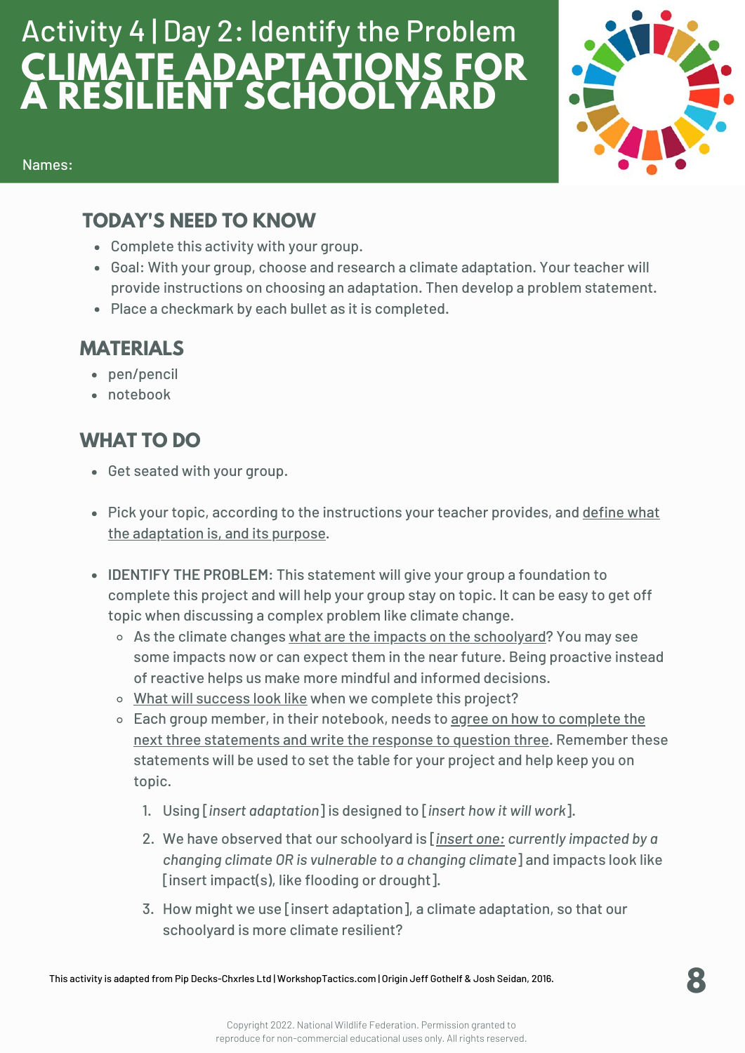# Activity 4 | Day 2: Identify the Problem

# CLIMATE ADAPTATIONS FOR A RESILIENT SCHOOLYARD

Names:

## TODAY'S NEED TO KNOW

- Complete this activity with your group.
- Goal: With your group, choose and research a climate adaptation. Your teacher will provide instructions on choosing an adaptation. Then develop a problem statement.
- Place a checkmark by each bullet as it is completed.

## MATERIALS

- pen/pencil
- notebook

## WHAT TO DO

- Get seated with your group.
- Pick your topic, according to the instructions your teacher provides, and define what the adaptation is, and its purpose.
- IDENTIFY THE PROBLEM: This statement will give your group a foundation to complete this project and will help your group stay on topic. It can be easy to get off topic when discussing a complex problem like climate change.
  - As the climate changes what are the impacts on the schoolyard? You may see some impacts now or can expect them in the near future. Being proactive instead of reactive helps us make more mindful and informed decisions.
  - What will success look like when we complete this project?
  - Each group member, in their notebook, needs to agree on how to complete the next three statements and write the response to question three. Remember these statements will be used to set the table for your project and help keep you on topic.
    1. Using [*insert adaptation*] is designed to [*insert how it will work*].
    2. We have observed that our schoolyard is [*insert one: currently impacted by a changing climate OR is vulnerable to a changing climate*] and impacts look like [insert impact(s), like flooding or drought].
    3. How might we use [insert adaptation], a climate adaptation, so that our schoolyard is more climate resilient?

This activity is adapted from Pip Decks-Chxrles Ltd | WorkshopTactics.com | Origin Jeff Gothelf & Josh Seidan, 2016.

Copyright 2022. National Wildlife Federation. Permission granted to reproduce for non-commercial educational uses only. All rights reserved.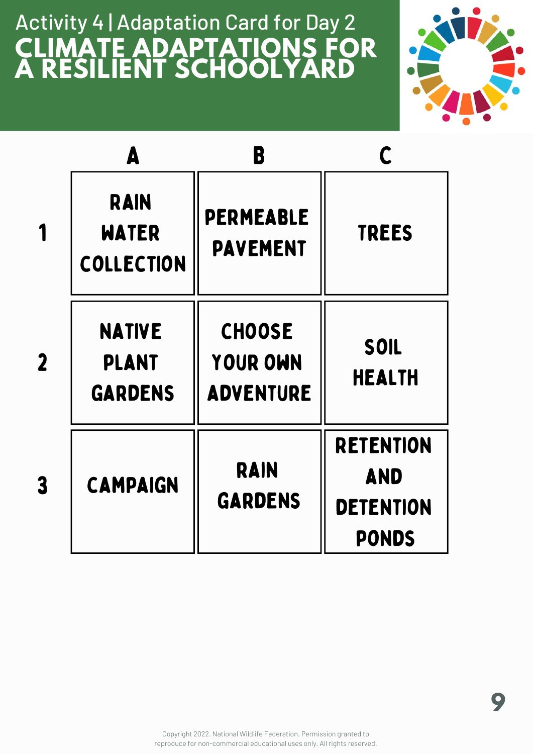Activity 4 | Adaptation Card for Day 2

# CLIMATE ADAPTATIONS FOR A RESILIENT SCHOOLYARD

| | A | B | C |
|---|---|---|---|
| 1 | RAIN WATER COLLECTION | PERMEABLE PAVEMENT | TREES |
| 2 | NATIVE PLANT GARDENS | CHOOSE YOUR OWN ADVENTURE | SOIL HEALTH |
| 3 | CAMPAIGN | RAIN GARDENS | RETENTION AND DETENTION PONDS |

Copyright 2022. National Wildlife Federation. Permission granted to reproduce for non-commercial educational uses only. All rights reserved.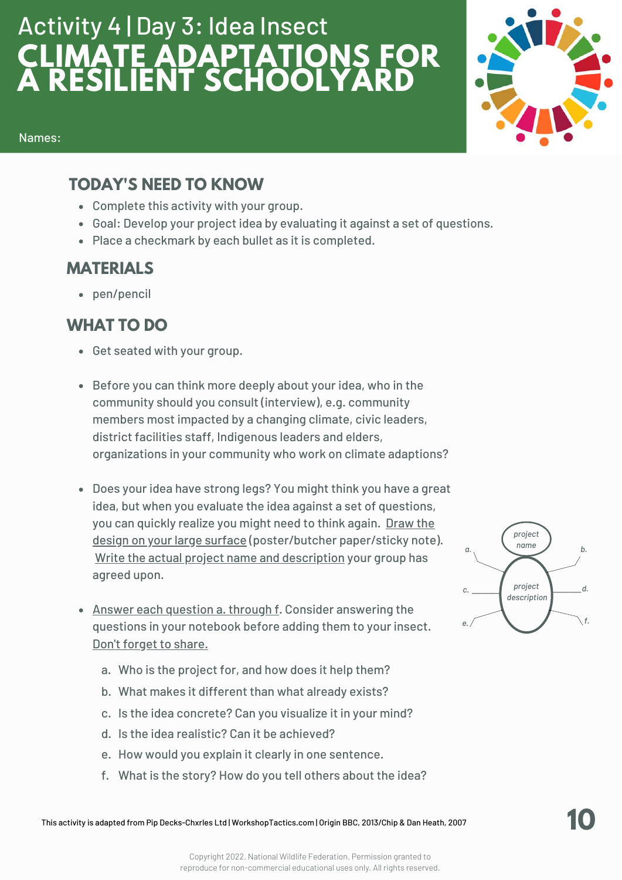# Activity 4 | Day 3: Idea Insect

# CLIMATE ADAPTATIONS FOR A RESILIENT SCHOOLYARD

Names:

## TODAY'S NEED TO KNOW

- Complete this activity with your group.
- Goal: Develop your project idea by evaluating it against a set of questions.
- Place a checkmark by each bullet as it is completed.

## MATERIALS

- pen/pencil

## WHAT TO DO

- Get seated with your group.
- Before you can think more deeply about your idea, who in the community should you consult (interview), e.g. community members most impacted by a changing climate, civic leaders, district facilities staff, Indigenous leaders and elders, organizations in your community who work on climate adaptions?
- Does your idea have strong legs? You might think you have a great idea, but when you evaluate the idea against a set of questions, you can quickly realize you might need to think again. Draw the design on your large surface (poster/butcher paper/sticky note). Write the actual project name and description your group has agreed upon.
- Answer each question a. through f. Consider answering the questions in your notebook before adding them to your insect. Don't forget to share.
  a. Who is the project for, and how does it help them?
  b. What makes it different than what already exists?
  c. Is the idea concrete? Can you visualize it in your mind?
  d. Is the idea realistic? Can it be achieved?
  e. How would you explain it clearly in one sentence.
  f. What is the story? How do you tell others about the idea?

project name

project description

a. b. c. d. e. f.

This activity is adapted from Pip Decks-Chxrles Ltd | WorkshopTactics.com | Origin BBC, 2013/Chip & Dan Heath, 2007

Copyright 2022. National Wildlife Federation. Permission granted to reproduce for non-commercial educational uses only. All rights reserved.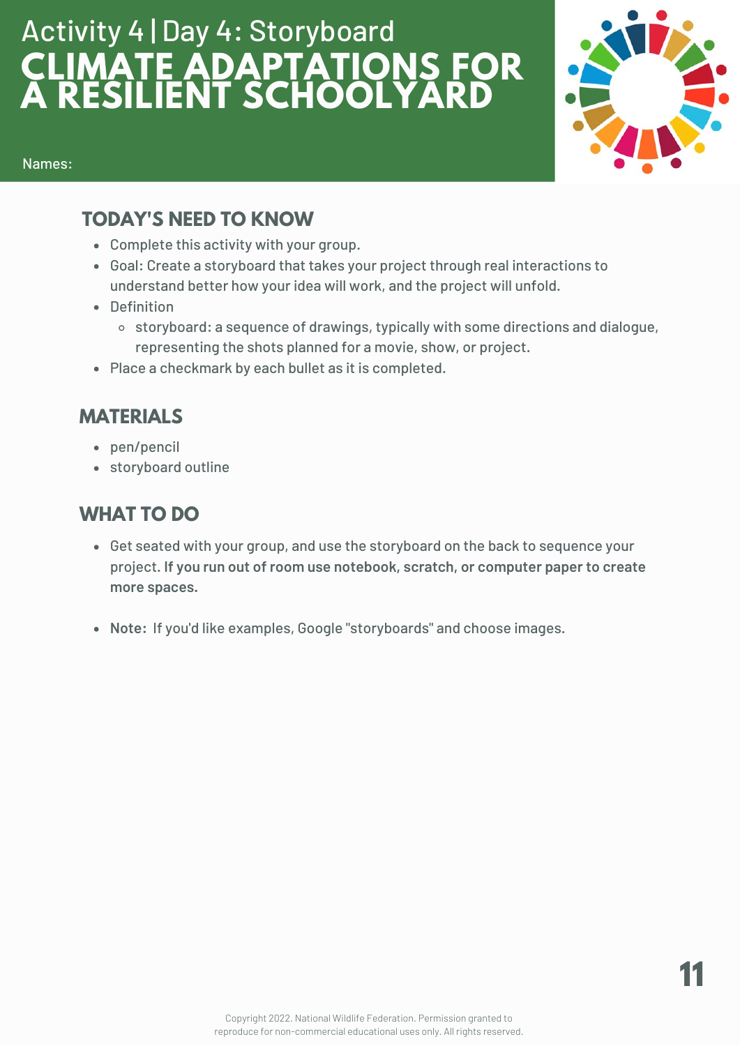# Activity 4 | Day 4: Storyboard

# CLIMATE ADAPTATIONS FOR A RESILIENT SCHOOLYARD

Names:

## TODAY'S NEED TO KNOW

- Complete this activity with your group.
- Goal: Create a storyboard that takes your project through real interactions to understand better how your idea will work, and the project will unfold.
- Definition
  - storyboard: a sequence of drawings, typically with some directions and dialogue, representing the shots planned for a movie, show, or project.
- Place a checkmark by each bullet as it is completed.

## MATERIALS

- pen/pencil
- storyboard outline

## WHAT TO DO

- Get seated with your group, and use the storyboard on the back to sequence your project. **If you run out of room use notebook, scratch, or computer paper to create more spaces.**

- **Note:** If you'd like examples, Google "storyboards" and choose images.

Copyright 2022. National Wildlife Federation. Permission granted to reproduce for non-commercial educational uses only. All rights reserved.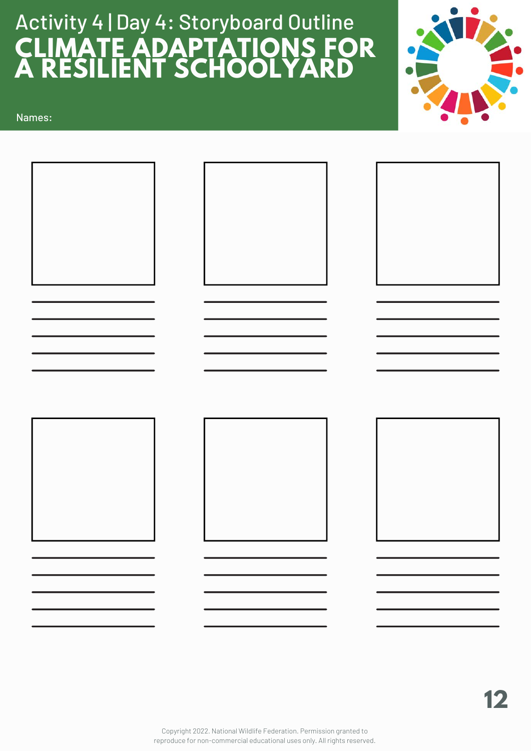# Activity 4 | Day 4: Storyboard Outline

# CLIMATE ADAPTATIONS FOR A RESILIENT SCHOOLYARD

Names:

Copyright 2022. National Wildlife Federation. Permission granted to reproduce for non-commercial educational uses only. All rights reserved.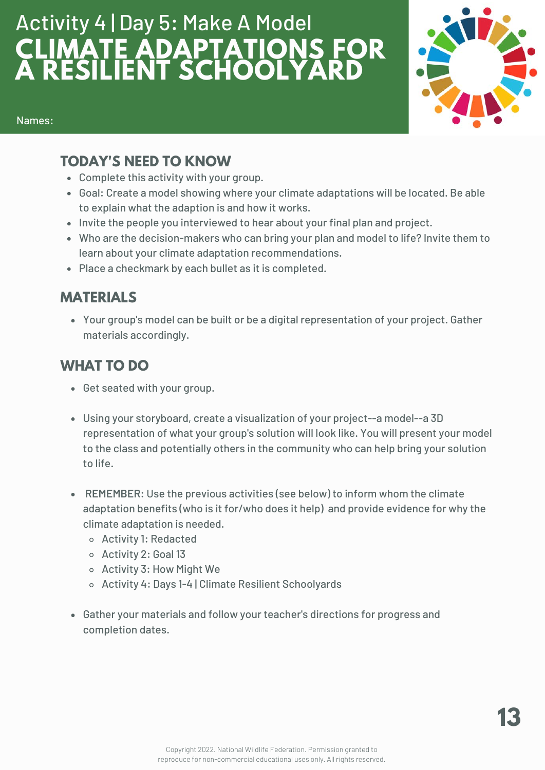# Activity 4 | Day 5: Make A Model

# CLIMATE ADAPTATIONS FOR A RESILIENT SCHOOLYARD

Names:

## TODAY'S NEED TO KNOW

- Complete this activity with your group.
- Goal: Create a model showing where your climate adaptations will be located. Be able to explain what the adaption is and how it works.
- Invite the people you interviewed to hear about your final plan and project.
- Who are the decision-makers who can bring your plan and model to life? Invite them to learn about your climate adaptation recommendations.
- Place a checkmark by each bullet as it is completed.

## MATERIALS

- Your group's model can be built or be a digital representation of your project. Gather materials accordingly.

## WHAT TO DO

- Get seated with your group.
- Using your storyboard, create a visualization of your project--a model--a 3D representation of what your group's solution will look like. You will present your model to the class and potentially others in the community who can help bring your solution to life.
- REMEMBER: Use the previous activities (see below) to inform whom the climate adaptation benefits (who is it for/who does it help) and provide evidence for why the climate adaptation is needed.
  - Activity 1: Redacted
  - Activity 2: Goal 13
  - Activity 3: How Might We
  - Activity 4: Days 1-4 | Climate Resilient Schoolyards
- Gather your materials and follow your teacher's directions for progress and completion dates.

Copyright 2022. National Wildlife Federation. Permission granted to reproduce for non-commercial educational uses only. All rights reserved.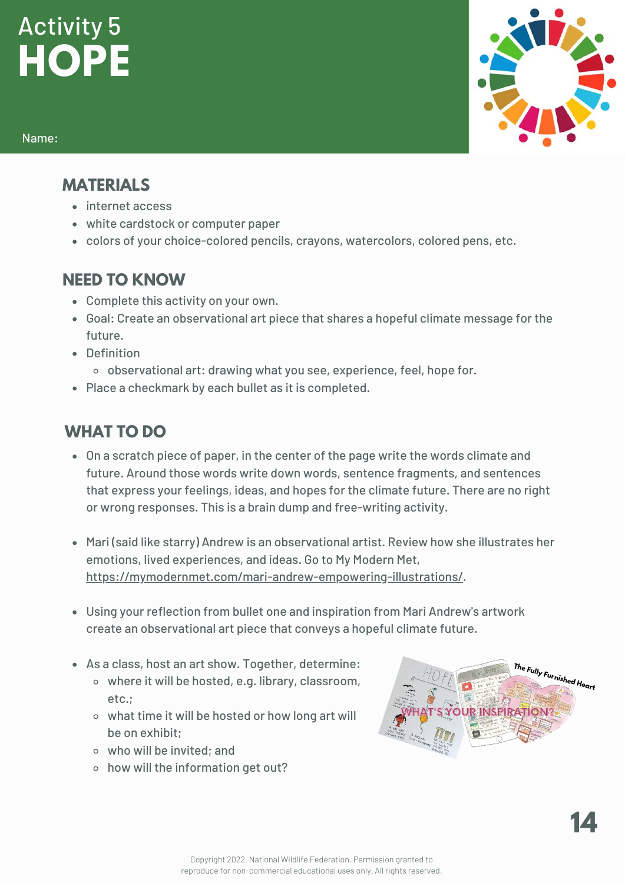# Activity 5
# HOPE

Name:

## MATERIALS

- internet access
- white cardstock or computer paper
- colors of your choice-colored pencils, crayons, watercolors, colored pens, etc.

## NEED TO KNOW

- Complete this activity on your own.
- Goal: Create an observational art piece that shares a hopeful climate message for the future.
- Definition
  - observational art: drawing what you see, experience, feel, hope for.
- Place a checkmark by each bullet as it is completed.

## WHAT TO DO

- On a scratch piece of paper, in the center of the page write the words climate and future. Around those words write down words, sentence fragments, and sentences that express your feelings, ideas, and hopes for the climate future. There are no right or wrong responses. This is a brain dump and free-writing activity.

- Mari (said like starry) Andrew is an observational artist. Review how she illustrates her emotions, lived experiences, and ideas. Go to My Modern Met, https://mymodernmet.com/mari-andrew-empowering-illustrations/.

- Using your reflection from bullet one and inspiration from Mari Andrew's artwork create an observational art piece that conveys a hopeful climate future.

- As a class, host an art show. Together, determine:
  - where it will be hosted, e.g. library, classroom, etc.;
  - what time it will be hosted or how long art will be on exhibit;
  - who will be invited; and
  - how will the information get out?

Copyright 2022. National Wildlife Federation. Permission granted to reproduce for non-commercial educational uses only. All rights reserved.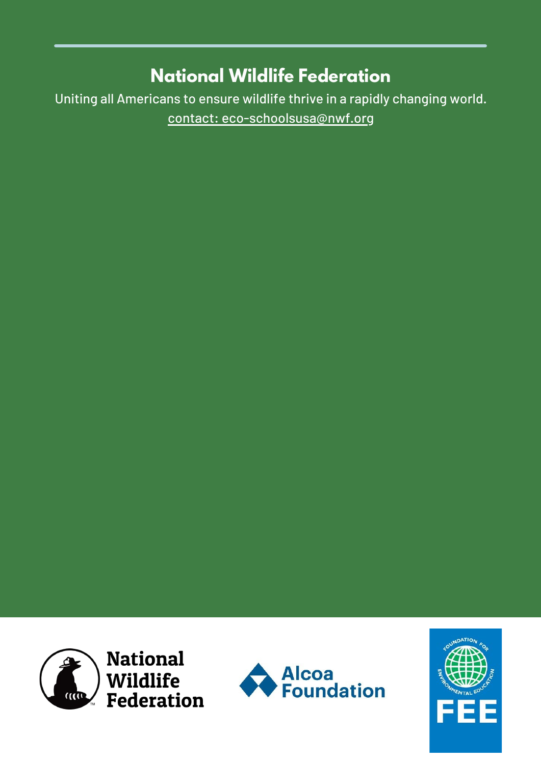## National Wildlife Federation

Uniting all Americans to ensure wildlife thrive in a rapidly changing world.

contact: eco-schoolsusa@nwf.org